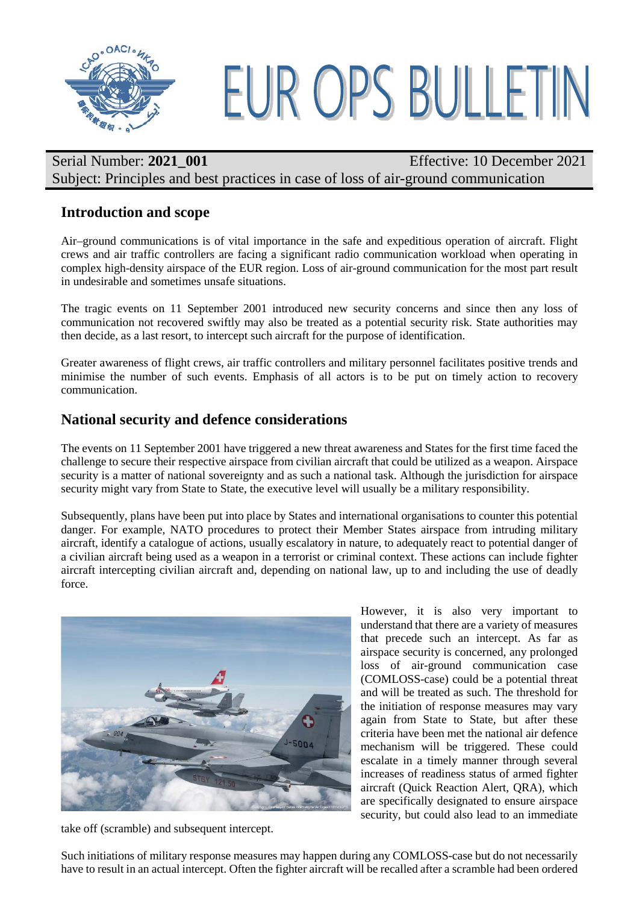# EUR OPS BULLETIN

Serial Number: **2021_001** Effective: 10 December 2021

Subject: Principles and best practices in case of loss of air-ground communication

## Introduction and scope

Air–ground communications is of vital importance in the safe and expeditious operation of aircraft. Flight crews and air traffic controllers are facing a significant radio communication workload when operating in complex high-density airspace of the EUR region. Loss of air-ground communication for the most part result in undesirable and sometimes unsafe situations.

The tragic events on 11 September 2001 introduced new security concerns and since then any loss of communication not recovered swiftly may also be treated as a potential security risk. State authorities may then decide, as a last resort, to intercept such aircraft for the purpose of identification.

Greater awareness of flight crews, air traffic controllers and military personnel facilitates positive trends and minimise the number of such events. Emphasis of all actors is to be put on timely action to recovery communication.

## National security and defence considerations

The events on 11 September 2001 have triggered a new threat awareness and States for the first time faced the challenge to secure their respective airspace from civilian aircraft that could be utilized as a weapon. Airspace security is a matter of national sovereignty and as such a national task. Although the jurisdiction for airspace security might vary from State to State, the executive level will usually be a military responsibility.

Subsequently, plans have been put into place by States and international organisations to counter this potential danger. For example, NATO procedures to protect their Member States airspace from intruding military aircraft, identify a catalogue of actions, usually escalatory in nature, to adequately react to potential danger of a civilian aircraft being used as a weapon in a terrorist or criminal context. These actions can include fighter aircraft intercepting civilian aircraft and, depending on national law, up to and including the use of deadly force.

However, it is also very important to understand that there are a variety of measures that precede such an intercept. As far as airspace security is concerned, any prolonged loss of air-ground communication case (COMLOSS-case) could be a potential threat and will be treated as such. The threshold for the initiation of response measures may vary again from State to State, but after these criteria have been met the national air defence mechanism will be triggered. These could escalate in a timely manner through several increases of readiness status of armed fighter aircraft (Quick Reaction Alert, QRA), which are specifically designated to ensure airspace security, but could also lead to an immediate take off (scramble) and subsequent intercept.

Such initiations of military response measures may happen during any COMLOSS-case but do not necessarily have to result in an actual intercept. Often the fighter aircraft will be recalled after a scramble had been ordered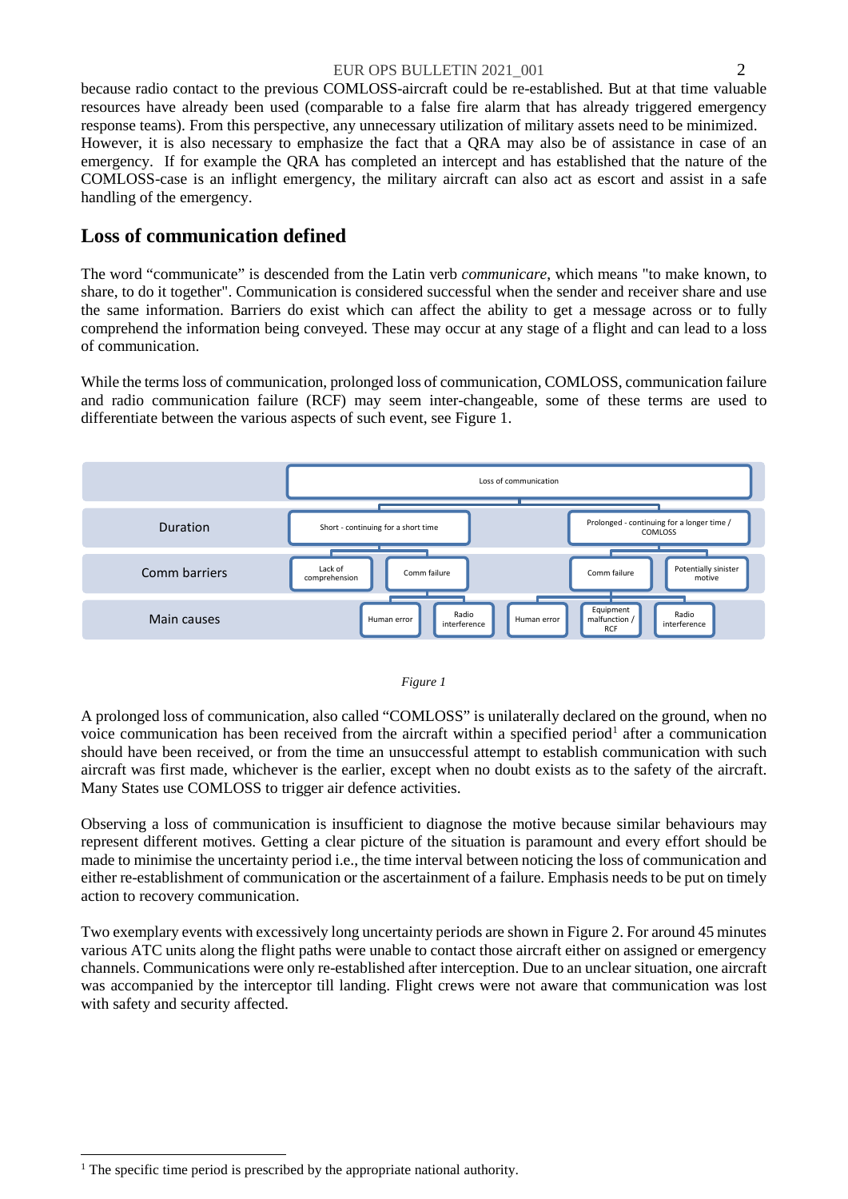because radio contact to the previous COMLOSS-aircraft could be re-established. But at that time valuable resources have already been used (comparable to a false fire alarm that has already triggered emergency response teams). From this perspective, any unnecessary utilization of military assets need to be minimized. However, it is also necessary to emphasize the fact that a QRA may also be of assistance in case of an emergency. If for example the QRA has completed an intercept and has established that the nature of the COMLOSS-case is an inflight emergency, the military aircraft can also act as escort and assist in a safe handling of the emergency.

## Loss of communication defined

The word "communicate" is descended from the Latin verb *communicare*, which means "to make known, to share, to do it together". Communication is considered successful when the sender and receiver share and use the same information. Barriers do exist which can affect the ability to get a message across or to fully comprehend the information being conveyed. These may occur at any stage of a flight and can lead to a loss of communication.

While the terms loss of communication, prolonged loss of communication, COMLOSS, communication failure and radio communication failure (RCF) may seem inter-changeable, some of these terms are used to differentiate between the various aspects of such event, see Figure 1.

- **Loss of communication**
  - Duration: Short - continuing for a short time
    - Comm barriers: Lack of comprehension
    - Comm barriers: Comm failure
      - Main causes: Human error
      - Main causes: Radio interference
  - Duration: Prolonged - continuing for a longer time / COMLOSS
    - Comm barriers: Comm failure
      - Main causes: Human error
      - Main causes: Equipment malfunction / RCF
      - Main causes: Radio interference
    - Comm barriers: Potentially sinister motive

*Figure 1*

A prolonged loss of communication, also called "COMLOSS" is unilaterally declared on the ground, when no voice communication has been received from the aircraft within a specified period[1] after a communication should have been received, or from the time an unsuccessful attempt to establish communication with such aircraft was first made, whichever is the earlier, except when no doubt exists as to the safety of the aircraft. Many States use COMLOSS to trigger air defence activities.

Observing a loss of communication is insufficient to diagnose the motive because similar behaviours may represent different motives. Getting a clear picture of the situation is paramount and every effort should be made to minimise the uncertainty period i.e., the time interval between noticing the loss of communication and either re-establishment of communication or the ascertainment of a failure. Emphasis needs to be put on timely action to recovery communication.

Two exemplary events with excessively long uncertainty periods are shown in Figure 2. For around 45 minutes various ATC units along the flight paths were unable to contact those aircraft either on assigned or emergency channels. Communications were only re-established after interception. Due to an unclear situation, one aircraft was accompanied by the interceptor till landing. Flight crews were not aware that communication was lost with safety and security affected.

[1] The specific time period is prescribed by the appropriate national authority.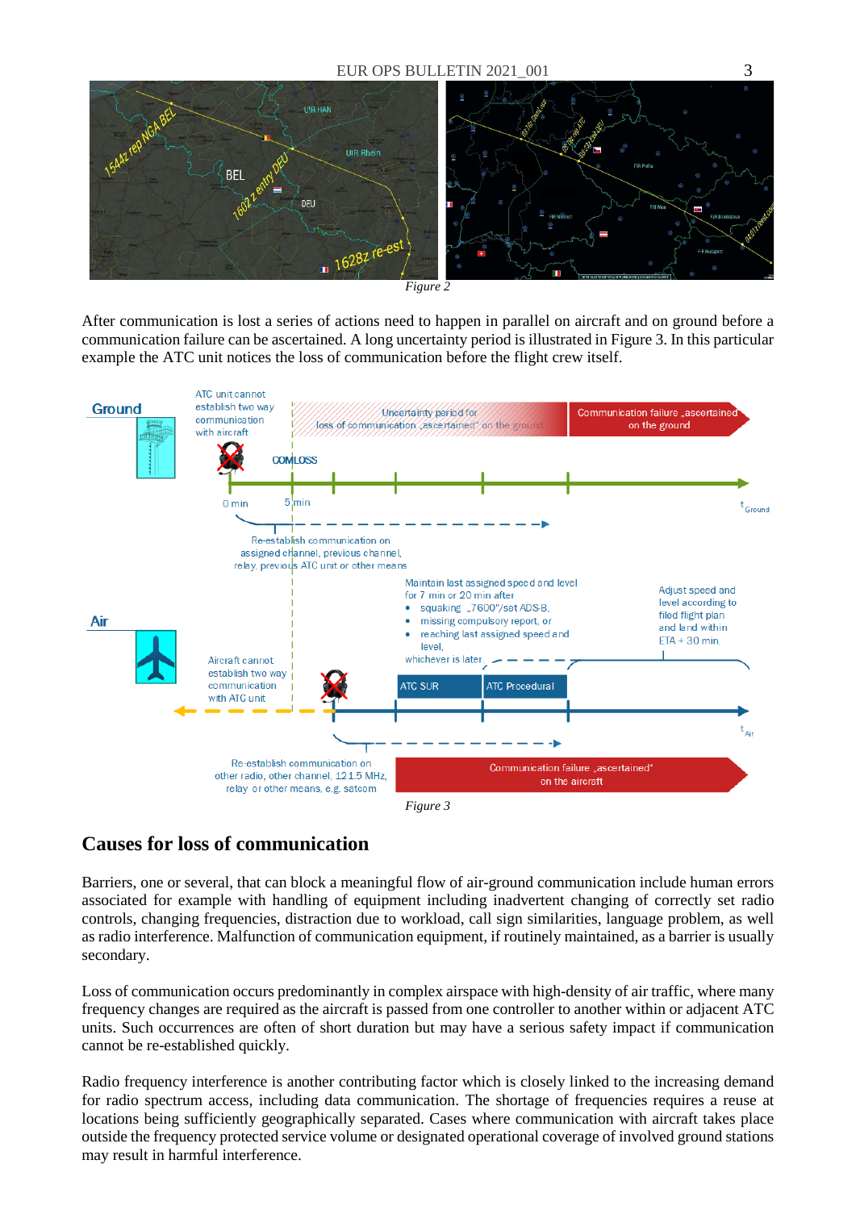*Figure 2*

After communication is lost a series of actions need to happen in parallel on aircraft and on ground before a communication failure can be ascertained. A long uncertainty period is illustrated in Figure 3. In this particular example the ATC unit notices the loss of communication before the flight crew itself.

*Figure 3*

## Causes for loss of communication

Barriers, one or several, that can block a meaningful flow of air-ground communication include human errors associated for example with handling of equipment including inadvertent changing of correctly set radio controls, changing frequencies, distraction due to workload, call sign similarities, language problem, as well as radio interference. Malfunction of communication equipment, if routinely maintained, as a barrier is usually secondary.

Loss of communication occurs predominantly in complex airspace with high-density of air traffic, where many frequency changes are required as the aircraft is passed from one controller to another within or adjacent ATC units. Such occurrences are often of short duration but may have a serious safety impact if communication cannot be re-established quickly.

Radio frequency interference is another contributing factor which is closely linked to the increasing demand for radio spectrum access, including data communication. The shortage of frequencies requires a reuse at locations being sufficiently geographically separated. Cases where communication with aircraft takes place outside the frequency protected service volume or designated operational coverage of involved ground stations may result in harmful interference.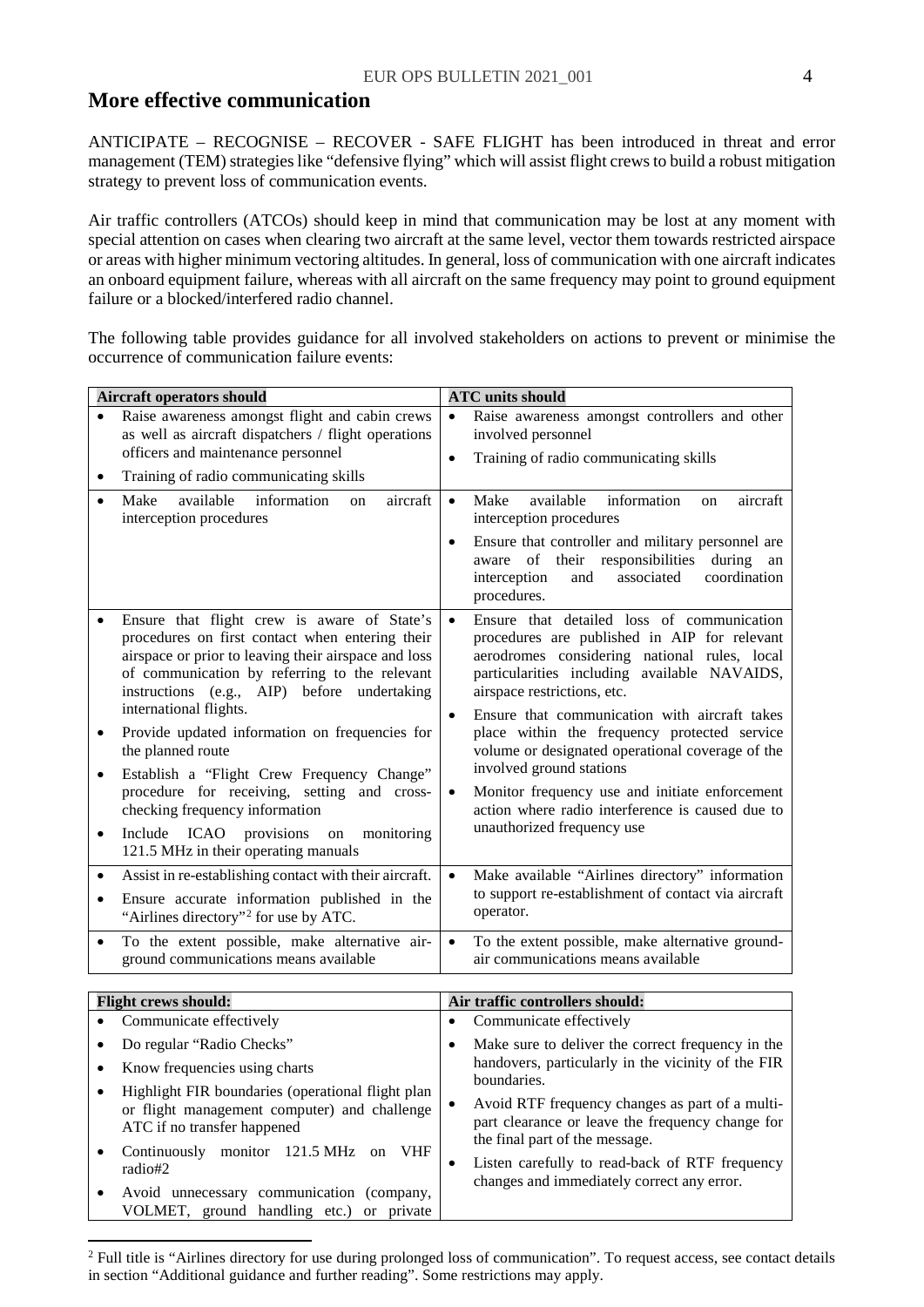## More effective communication

ANTICIPATE – RECOGNISE – RECOVER - SAFE FLIGHT has been introduced in threat and error management (TEM) strategies like "defensive flying" which will assist flight crews to build a robust mitigation strategy to prevent loss of communication events.

Air traffic controllers (ATCOs) should keep in mind that communication may be lost at any moment with special attention on cases when clearing two aircraft at the same level, vector them towards restricted airspace or areas with higher minimum vectoring altitudes. In general, loss of communication with one aircraft indicates an onboard equipment failure, whereas with all aircraft on the same frequency may point to ground equipment failure or a blocked/interfered radio channel.

The following table provides guidance for all involved stakeholders on actions to prevent or minimise the occurrence of communication failure events:

| **Aircraft operators should** | **ATC units should** |
|---|---|
| • Raise awareness amongst flight and cabin crews as well as aircraft dispatchers / flight operations officers and maintenance personnel<br>• Training of radio communicating skills | • Raise awareness amongst controllers and other involved personnel<br>• Training of radio communicating skills |
| • Make available information on aircraft interception procedures | • Make available information on aircraft interception procedures<br>• Ensure that controller and military personnel are aware of their responsibilities during an interception and associated coordination procedures. |
| • Ensure that flight crew is aware of State's procedures on first contact when entering their airspace or prior to leaving their airspace and loss of communication by referring to the relevant instructions (e.g., AIP) before undertaking international flights.<br>• Provide updated information on frequencies for the planned route<br>• Establish a "Flight Crew Frequency Change" procedure for receiving, setting and cross-checking frequency information<br>• Include ICAO provisions on monitoring 121.5 MHz in their operating manuals | • Ensure that detailed loss of communication procedures are published in AIP for relevant aerodromes considering national rules, local particularities including available NAVAIDS, airspace restrictions, etc.<br>• Ensure that communication with aircraft takes place within the frequency protected service volume or designated operational coverage of the involved ground stations<br>• Monitor frequency use and initiate enforcement action where radio interference is caused due to unauthorized frequency use |
| • Assist in re-establishing contact with their aircraft.<br>• Ensure accurate information published in the "Airlines directory"[2] for use by ATC. | • Make available "Airlines directory" information to support re-establishment of contact via aircraft operator. |
| • To the extent possible, make alternative air-ground communications means available | • To the extent possible, make alternative ground-air communications means available |

| **Flight crews should:** | **Air traffic controllers should:** |
|---|---|
| • Communicate effectively<br>• Do regular "Radio Checks"<br>• Know frequencies using charts<br>• Highlight FIR boundaries (operational flight plan or flight management computer) and challenge ATC if no transfer happened<br>• Continuously monitor 121.5 MHz on VHF radio#2<br>• Avoid unnecessary communication (company, VOLMET, ground handling etc.) or private | • Communicate effectively<br>• Make sure to deliver the correct frequency in the handovers, particularly in the vicinity of the FIR boundaries.<br>• Avoid RTF frequency changes as part of a multi-part clearance or leave the frequency change for the final part of the message.<br>• Listen carefully to read-back of RTF frequency changes and immediately correct any error. |

[2] Full title is "Airlines directory for use during prolonged loss of communication". To request access, see contact details in section "Additional guidance and further reading". Some restrictions may apply.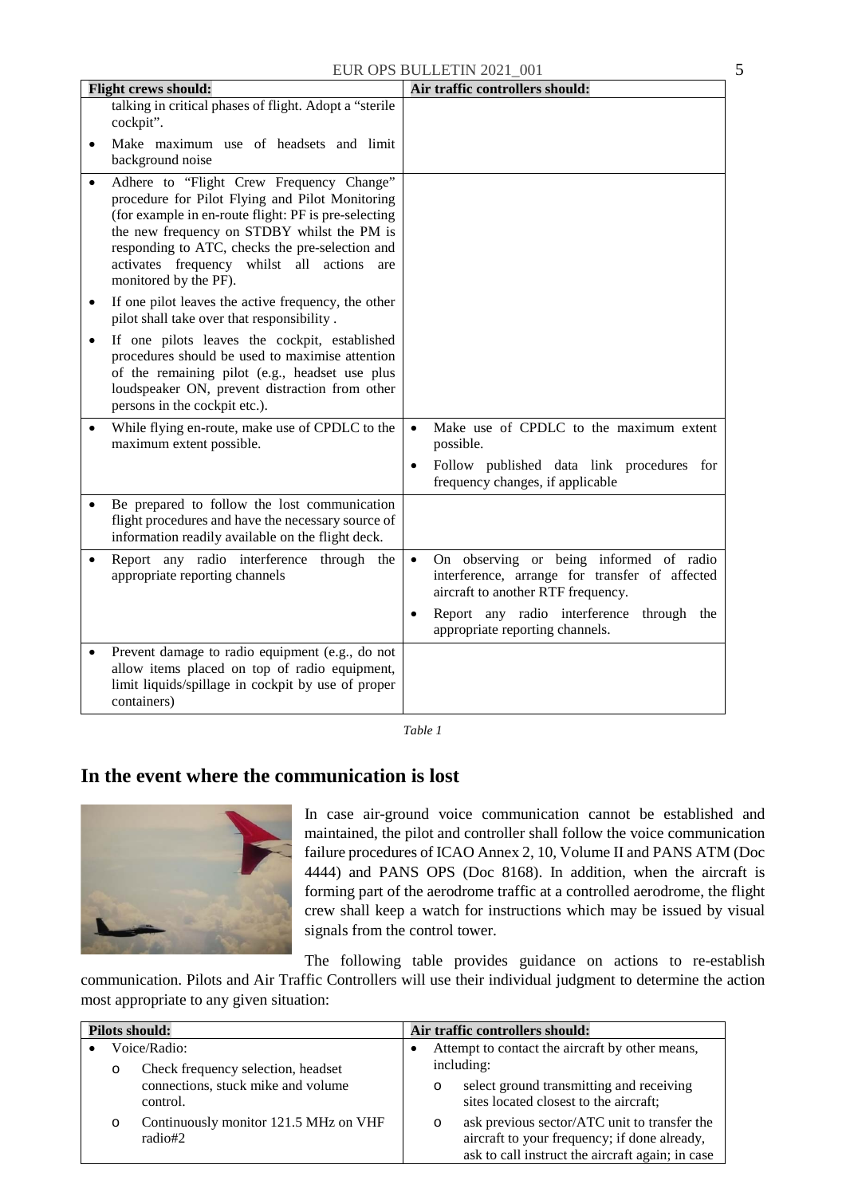| Flight crews should: | Air traffic controllers should: |
|---|---|
| talking in critical phases of flight. Adopt a "sterile cockpit".<br>• Make maximum use of headsets and limit background noise | |
| • Adhere to "Flight Crew Frequency Change" procedure for Pilot Flying and Pilot Monitoring (for example in en-route flight: PF is pre-selecting the new frequency on STDBY whilst the PM is responding to ATC, checks the pre-selection and activates frequency whilst all actions are monitored by the PF).<br>• If one pilot leaves the active frequency, the other pilot shall take over that responsibility .<br>• If one pilots leaves the cockpit, established procedures should be used to maximise attention of the remaining pilot (e.g., headset use plus loudspeaker ON, prevent distraction from other persons in the cockpit etc.). | |
| • While flying en-route, make use of CPDLC to the maximum extent possible. | • Make use of CPDLC to the maximum extent possible.<br>• Follow published data link procedures for frequency changes, if applicable |
| • Be prepared to follow the lost communication flight procedures and have the necessary source of information readily available on the flight deck. | |
| • Report any radio interference through the appropriate reporting channels | • On observing or being informed of radio interference, arrange for transfer of affected aircraft to another RTF frequency.<br>• Report any radio interference through the appropriate reporting channels. |
| • Prevent damage to radio equipment (e.g., do not allow items placed on top of radio equipment, limit liquids/spillage in cockpit by use of proper containers) | |

*Table 1*

## In the event where the communication is lost

In case air-ground voice communication cannot be established and maintained, the pilot and controller shall follow the voice communication failure procedures of ICAO Annex 2, 10, Volume II and PANS ATM (Doc 4444) and PANS OPS (Doc 8168). In addition, when the aircraft is forming part of the aerodrome traffic at a controlled aerodrome, the flight crew shall keep a watch for instructions which may be issued by visual signals from the control tower.

The following table provides guidance on actions to re-establish communication. Pilots and Air Traffic Controllers will use their individual judgment to determine the action most appropriate to any given situation:

| Pilots should: | Air traffic controllers should: |
|---|---|
| • Voice/Radio:<br>  o Check frequency selection, headset connections, stuck mike and volume control.<br>  o Continuously monitor 121.5 MHz on VHF radio#2 | • Attempt to contact the aircraft by other means, including:<br>  o select ground transmitting and receiving sites located closest to the aircraft;<br>  o ask previous sector/ATC unit to transfer the aircraft to your frequency; if done already, ask to call instruct the aircraft again; in case |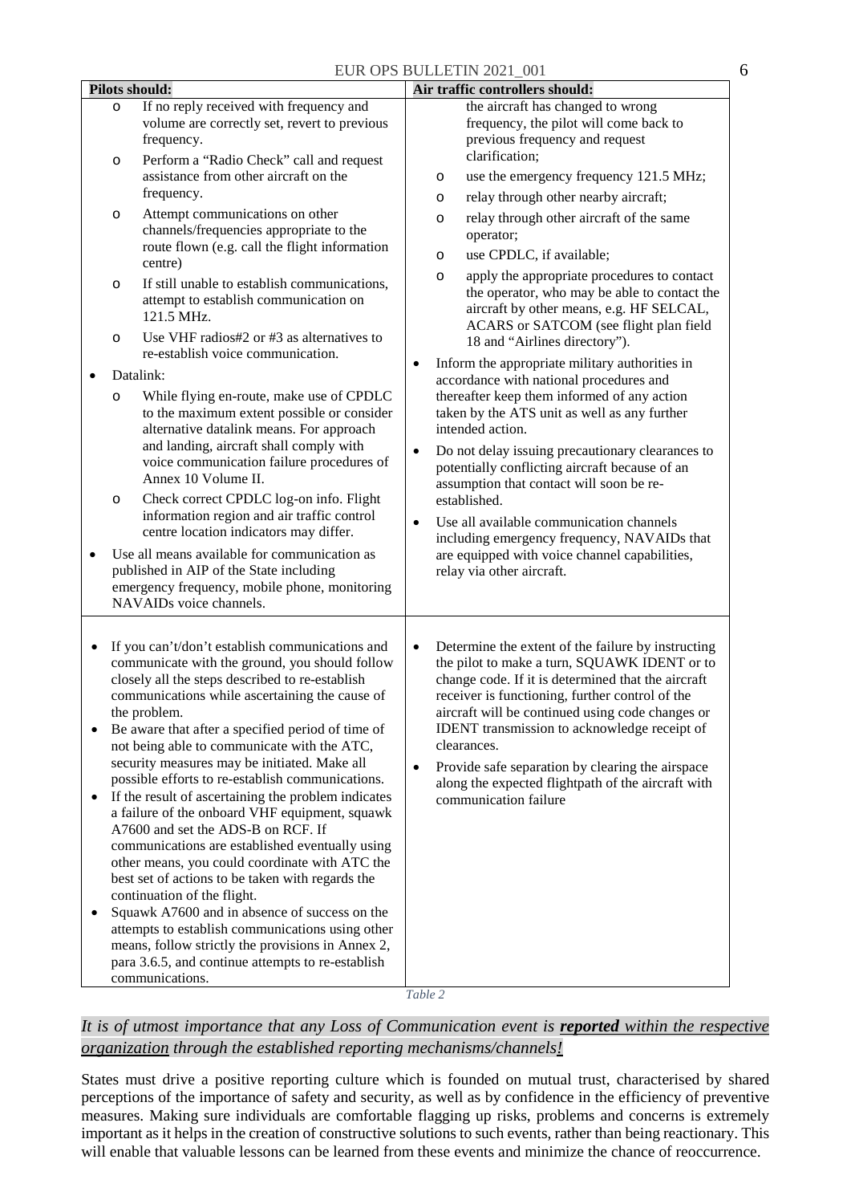| Pilots should: | Air traffic controllers should: |
| --- | --- |
| ◦ If no reply received with frequency and volume are correctly set, revert to previous frequency.<br>◦ Perform a "Radio Check" call and request assistance from other aircraft on the frequency.<br>◦ Attempt communications on other channels/frequencies appropriate to the route flown (e.g. call the flight information centre)<br>◦ If still unable to establish communications, attempt to establish communication on 121.5 MHz.<br>◦ Use VHF radios#2 or #3 as alternatives to re-establish voice communication.<br>• Datalink:<br>◦ While flying en-route, make use of CPDLC to the maximum extent possible or consider alternative datalink means. For approach and landing, aircraft shall comply with voice communication failure procedures of Annex 10 Volume II.<br>◦ Check correct CPDLC log-on info. Flight information region and air traffic control centre location indicators may differ.<br>• Use all means available for communication as published in AIP of the State including emergency frequency, mobile phone, monitoring NAVAIDs voice channels. | the aircraft has changed to wrong frequency, the pilot will come back to previous frequency and request clarification;<br>◦ use the emergency frequency 121.5 MHz;<br>◦ relay through other nearby aircraft;<br>◦ relay through other aircraft of the same operator;<br>◦ use CPDLC, if available;<br>◦ apply the appropriate procedures to contact the operator, who may be able to contact the aircraft by other means, e.g. HF SELCAL, ACARS or SATCOM (see flight plan field 18 and "Airlines directory").<br>• Inform the appropriate military authorities in accordance with national procedures and thereafter keep them informed of any action taken by the ATS unit as well as any further intended action.<br>• Do not delay issuing precautionary clearances to potentially conflicting aircraft because of an assumption that contact will soon be re-established.<br>• Use all available communication channels including emergency frequency, NAVAIDs that are equipped with voice channel capabilities, relay via other aircraft. |
| • If you can't/don't establish communications and communicate with the ground, you should follow closely all the steps described to re-establish communications while ascertaining the cause of the problem.<br>• Be aware that after a specified period of time of not being able to communicate with the ATC, security measures may be initiated. Make all possible efforts to re-establish communications.<br>• If the result of ascertaining the problem indicates a failure of the onboard VHF equipment, squawk A7600 and set the ADS-B on RCF. If communications are established eventually using other means, you could coordinate with ATC the best set of actions to be taken with regards the continuation of the flight.<br>• Squawk A7600 and in absence of success on the attempts to establish communications using other means, follow strictly the provisions in Annex 2, para 3.6.5, and continue attempts to re-establish communications. | • Determine the extent of the failure by instructing the pilot to make a turn, SQUAWK IDENT or to change code. If it is determined that the aircraft receiver is functioning, further control of the aircraft will be continued using code changes or IDENT transmission to acknowledge receipt of clearances.<br>• Provide safe separation by clearing the airspace along the expected flightpath of the aircraft with communication failure |

*Table 2*

*It is of utmost importance that any Loss of Communication event is **reported** within the respective organization through the established reporting mechanisms/channels!*

States must drive a positive reporting culture which is founded on mutual trust, characterised by shared perceptions of the importance of safety and security, as well as by confidence in the efficiency of preventive measures. Making sure individuals are comfortable flagging up risks, problems and concerns is extremely important as it helps in the creation of constructive solutions to such events, rather than being reactionary. This will enable that valuable lessons can be learned from these events and minimize the chance of reoccurrence.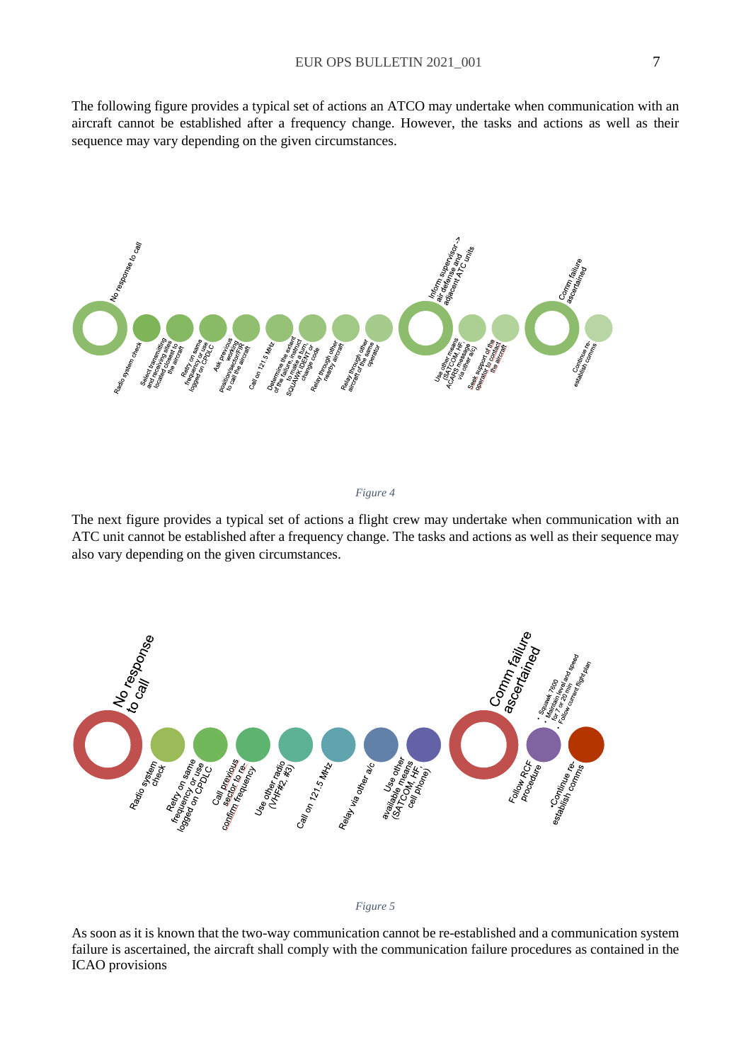The following figure provides a typical set of actions an ATCO may undertake when communication with an aircraft cannot be established after a frequency change. However, the tasks and actions as well as their sequence may vary depending on the given circumstances.

- No response to call
- Radio system check
- Select transmitting and receiving sites located closest to the aircraft
- Retry on same frequency or use logged on CPDLC
- Ask previous working position/sector/FIR to call the aircraft
- Call on 121.5 MHz
- Determine the extent of the failure, instruct to make a turn, SQUAWK IDENT or change code
- Relay through other nearby aircraft
- Relay through other aircraft of the same operator
- Inform supervisor -> air defense and adjacent ATC units
- Use other means (SATCOM, HF, ACARS message via other a/c)
- Seek support of the operator to contact the aircraft
- Comm failure ascertained
- Continue re-establish comms

*Figure 4*

The next figure provides a typical set of actions a flight crew may undertake when communication with an ATC unit cannot be established after a frequency change. The tasks and actions as well as their sequence may also vary depending on the given circumstances.

- No response to call
- Radio system check
- Retry on same frequency or use logged on CPDLC
- Call previous sector to re-confirm frequency
- Use other radio (VHF#2, #3)
- Call on 121.5 MHz
- Relay via other a/c
- Use other available means (SATCOM, HF, cell phone)
- Comm failure ascertained
- Follow RCF procedure
  - Squawk 7600
  - Maintain level and speed for 7 or 20 min
  - Follow current flight plan
- Continue re-establish comms

*Figure 5*

As soon as it is known that the two-way communication cannot be re-established and a communication system failure is ascertained, the aircraft shall comply with the communication failure procedures as contained in the ICAO provisions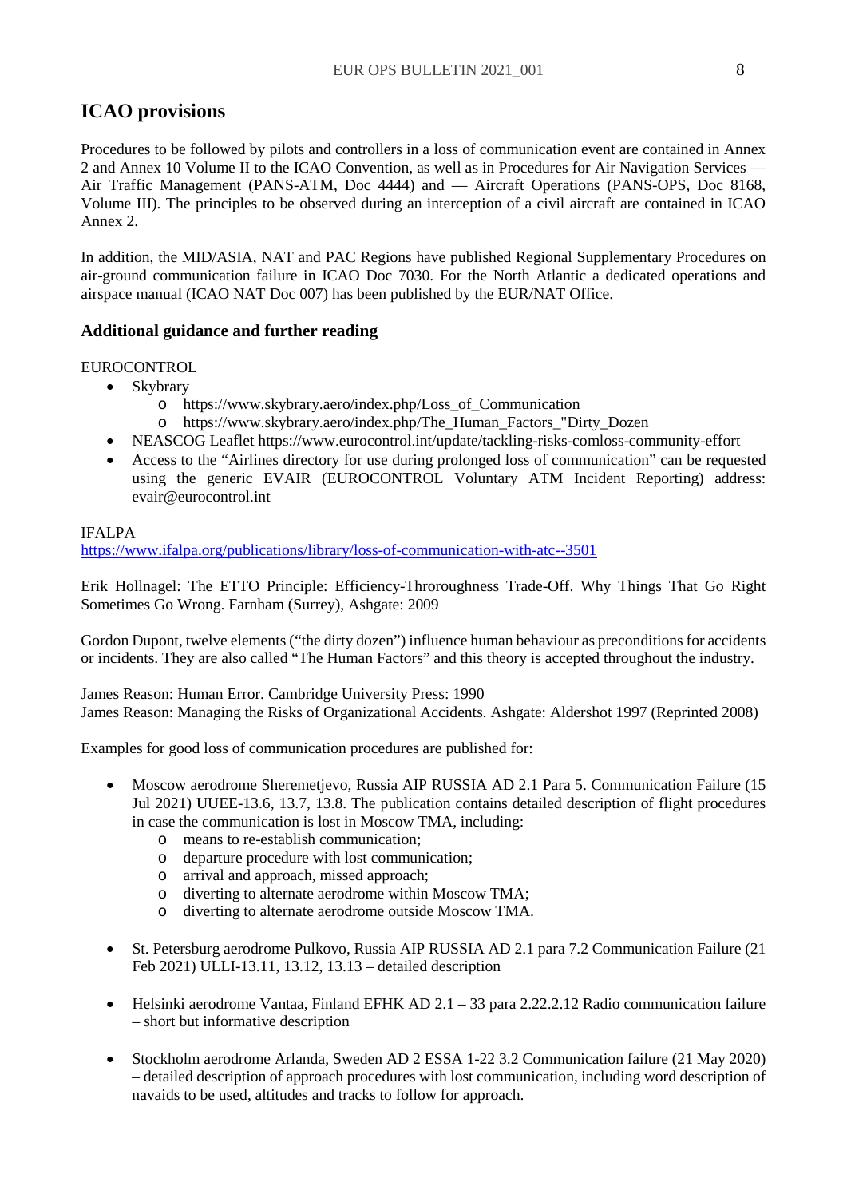## ICAO provisions

Procedures to be followed by pilots and controllers in a loss of communication event are contained in Annex 2 and Annex 10 Volume II to the ICAO Convention, as well as in Procedures for Air Navigation Services — Air Traffic Management (PANS-ATM, Doc 4444) and — Aircraft Operations (PANS-OPS, Doc 8168, Volume III). The principles to be observed during an interception of a civil aircraft are contained in ICAO Annex 2.

In addition, the MID/ASIA, NAT and PAC Regions have published Regional Supplementary Procedures on air-ground communication failure in ICAO Doc 7030. For the North Atlantic a dedicated operations and airspace manual (ICAO NAT Doc 007) has been published by the EUR/NAT Office.

### Additional guidance and further reading

EUROCONTROL

- Skybrary
  - https://www.skybrary.aero/index.php/Loss_of_Communication
  - https://www.skybrary.aero/index.php/The_Human_Factors_"Dirty_Dozen
- NEASCOG Leaflet https://www.eurocontrol.int/update/tackling-risks-comloss-community-effort
- Access to the "Airlines directory for use during prolonged loss of communication" can be requested using the generic EVAIR (EUROCONTROL Voluntary ATM Incident Reporting) address: evair@eurocontrol.int

IFALPA
https://www.ifalpa.org/publications/library/loss-of-communication-with-atc--3501

Erik Hollnagel: The ETTO Principle: Efficiency-Throroughness Trade-Off. Why Things That Go Right Sometimes Go Wrong. Farnham (Surrey), Ashgate: 2009

Gordon Dupont, twelve elements ("the dirty dozen") influence human behaviour as preconditions for accidents or incidents. They are also called "The Human Factors" and this theory is accepted throughout the industry.

James Reason: Human Error. Cambridge University Press: 1990
James Reason: Managing the Risks of Organizational Accidents. Ashgate: Aldershot 1997 (Reprinted 2008)

Examples for good loss of communication procedures are published for:

- Moscow aerodrome Sheremetjevo, Russia AIP RUSSIA AD 2.1 Para 5. Communication Failure (15 Jul 2021) UUEE-13.6, 13.7, 13.8. The publication contains detailed description of flight procedures in case the communication is lost in Moscow TMA, including:
  - means to re-establish communication;
  - departure procedure with lost communication;
  - arrival and approach, missed approach;
  - diverting to alternate aerodrome within Moscow TMA;
  - diverting to alternate aerodrome outside Moscow TMA.

- St. Petersburg aerodrome Pulkovo, Russia AIP RUSSIA AD 2.1 para 7.2 Communication Failure (21 Feb 2021) ULLI-13.11, 13.12, 13.13 – detailed description

- Helsinki aerodrome Vantaa, Finland EFHK AD 2.1 – 33 para 2.22.2.12 Radio communication failure – short but informative description

- Stockholm aerodrome Arlanda, Sweden AD 2 ESSA 1-22 3.2 Communication failure (21 May 2020) – detailed description of approach procedures with lost communication, including word description of navaids to be used, altitudes and tracks to follow for approach.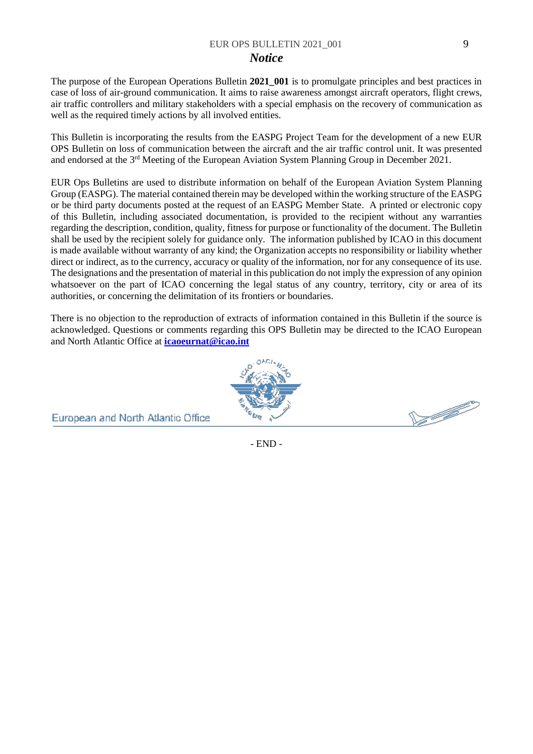## *Notice*

The purpose of the European Operations Bulletin **2021_001** is to promulgate principles and best practices in case of loss of air-ground communication. It aims to raise awareness amongst aircraft operators, flight crews, air traffic controllers and military stakeholders with a special emphasis on the recovery of communication as well as the required timely actions by all involved entities.

This Bulletin is incorporating the results from the EASPG Project Team for the development of a new EUR OPS Bulletin on loss of communication between the aircraft and the air traffic control unit. It was presented and endorsed at the 3rd Meeting of the European Aviation System Planning Group in December 2021.

EUR Ops Bulletins are used to distribute information on behalf of the European Aviation System Planning Group (EASPG). The material contained therein may be developed within the working structure of the EASPG or be third party documents posted at the request of an EASPG Member State. A printed or electronic copy of this Bulletin, including associated documentation, is provided to the recipient without any warranties regarding the description, condition, quality, fitness for purpose or functionality of the document. The Bulletin shall be used by the recipient solely for guidance only. The information published by ICAO in this document is made available without warranty of any kind; the Organization accepts no responsibility or liability whether direct or indirect, as to the currency, accuracy or quality of the information, nor for any consequence of its use. The designations and the presentation of material in this publication do not imply the expression of any opinion whatsoever on the part of ICAO concerning the legal status of any country, territory, city or area of its authorities, or concerning the delimitation of its frontiers or boundaries.

There is no objection to the reproduction of extracts of information contained in this Bulletin if the source is acknowledged. Questions or comments regarding this OPS Bulletin may be directed to the ICAO European and North Atlantic Office at **icaoeurnat@icao.int**

European and North Atlantic Office

- END -